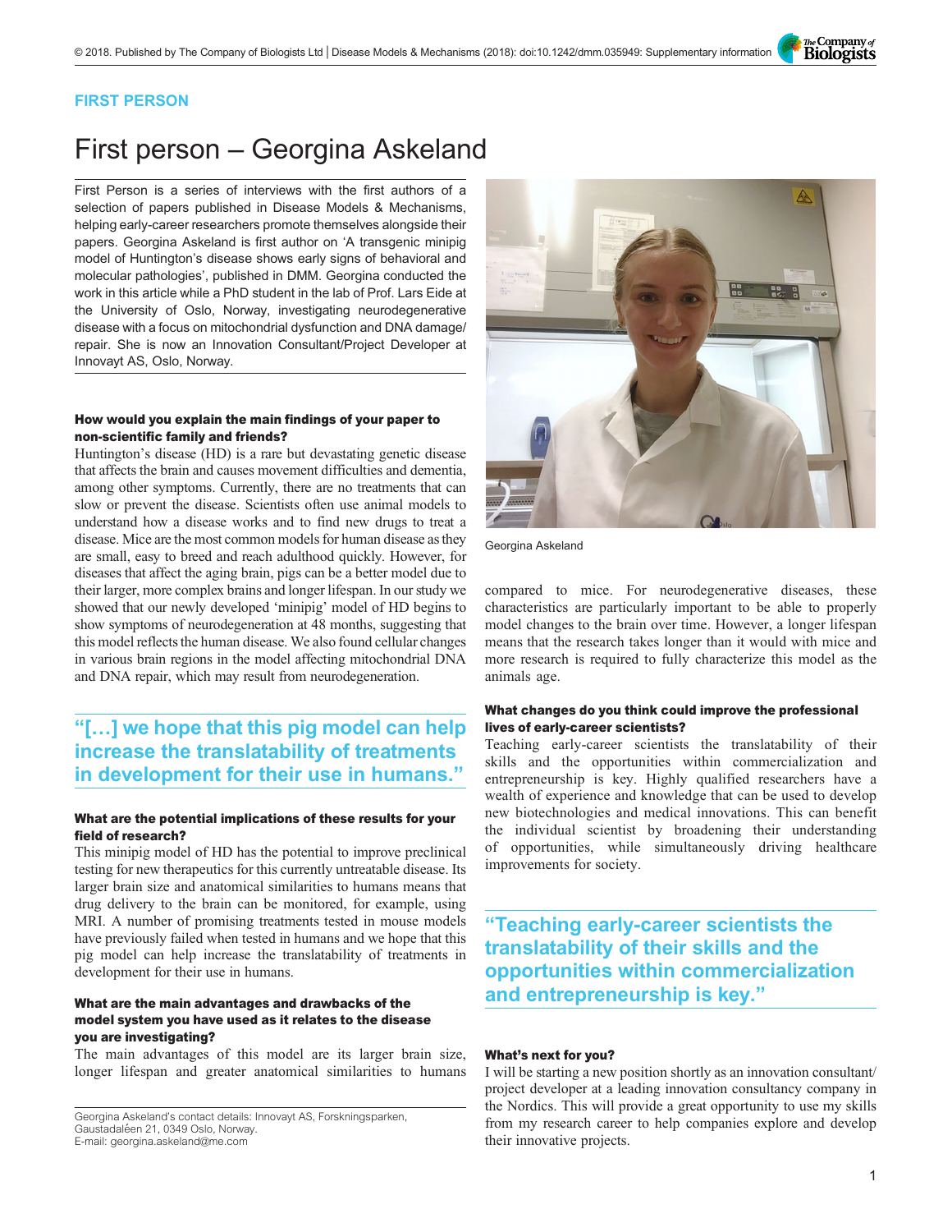FIRST PERSON

# First person – Georgina Askeland

First Person is a series of interviews with the first authors of a selection of papers published in Disease Models & Mechanisms, helping early-career researchers promote themselves alongside their papers. Georgina Askeland is first author on 'A transgenic minipig model of Huntington's disease shows early signs of behavioral and molecular pathologies', published in DMM. Georgina conducted the work in this article while a PhD student in the lab of Prof. Lars Eide at the University of Oslo, Norway, investigating neurodegenerative disease with a focus on mitochondrial dysfunction and DNA damage/repair. She is now an Innovation Consultant/Project Developer at Innovayt AS, Oslo, Norway.

Georgina Askeland

**How would you explain the main findings of your paper to non-scientific family and friends?**

Huntington's disease (HD) is a rare but devastating genetic disease that affects the brain and causes movement difficulties and dementia, among other symptoms. Currently, there are no treatments that can slow or prevent the disease. Scientists often use animal models to understand how a disease works and to find new drugs to treat a disease. Mice are the most common models for human disease as they are small, easy to breed and reach adulthood quickly. However, for diseases that affect the aging brain, pigs can be a better model due to their larger, more complex brains and longer lifespan. In our study we showed that our newly developed 'minipig' model of HD begins to show symptoms of neurodegeneration at 48 months, suggesting that this model reflects the human disease. We also found cellular changes in various brain regions in the model affecting mitochondrial DNA and DNA repair, which may result from neurodegeneration.

> "[…] we hope that this pig model can help increase the translatability of treatments in development for their use in humans."

**What are the potential implications of these results for your field of research?**

This minipig model of HD has the potential to improve preclinical testing for new therapeutics for this currently untreatable disease. Its larger brain size and anatomical similarities to humans means that drug delivery to the brain can be monitored, for example, using MRI. A number of promising treatments tested in mouse models have previously failed when tested in humans and we hope that this pig model can help increase the translatability of treatments in development for their use in humans.

**What are the main advantages and drawbacks of the model system you have used as it relates to the disease you are investigating?**

The main advantages of this model are its larger brain size, longer lifespan and greater anatomical similarities to humans compared to mice. For neurodegenerative diseases, these characteristics are particularly important to be able to properly model changes to the brain over time. However, a longer lifespan means that the research takes longer than it would with mice and more research is required to fully characterize this model as the animals age.

**What changes do you think could improve the professional lives of early-career scientists?**

Teaching early-career scientists the translatability of their skills and the opportunities within commercialization and entrepreneurship is key. Highly qualified researchers have a wealth of experience and knowledge that can be used to develop new biotechnologies and medical innovations. This can benefit the individual scientist by broadening their understanding of opportunities, while simultaneously driving healthcare improvements for society.

> "Teaching early-career scientists the translatability of their skills and the opportunities within commercialization and entrepreneurship is key."

**What's next for you?**

I will be starting a new position shortly as an innovation consultant/project developer at a leading innovation consultancy company in the Nordics. This will provide a great opportunity to use my skills from my research career to help companies explore and develop their innovative projects.

Georgina Askeland's contact details: Innovayt AS, Forskningsparken, Gaustadalléen 21, 0349 Oslo, Norway.
E-mail: georgina.askeland@me.com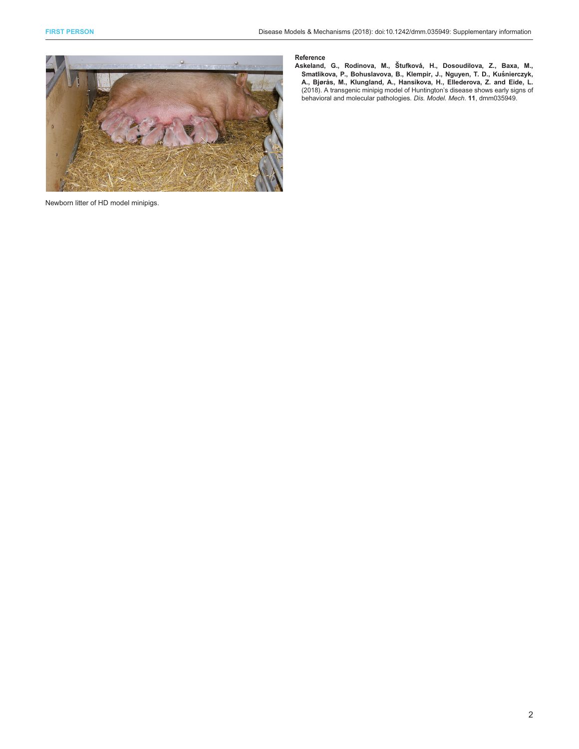Newborn litter of HD model minipigs.

### Reference

**Askeland, G., Rodinova, M., Štufková, H., Dosoudilova, Z., Baxa, M., Smatlikova, P., Bohuslavova, B., Klempir, J., Nguyen, T. D., Kuśnierczyk, A., Bjørås, M., Klungland, A., Hansikova, H., Ellederova, Z. and Eide, L.** (2018). A transgenic minipig model of Huntington's disease shows early signs of behavioral and molecular pathologies. *Dis. Model. Mech.* **11**, dmm035949.